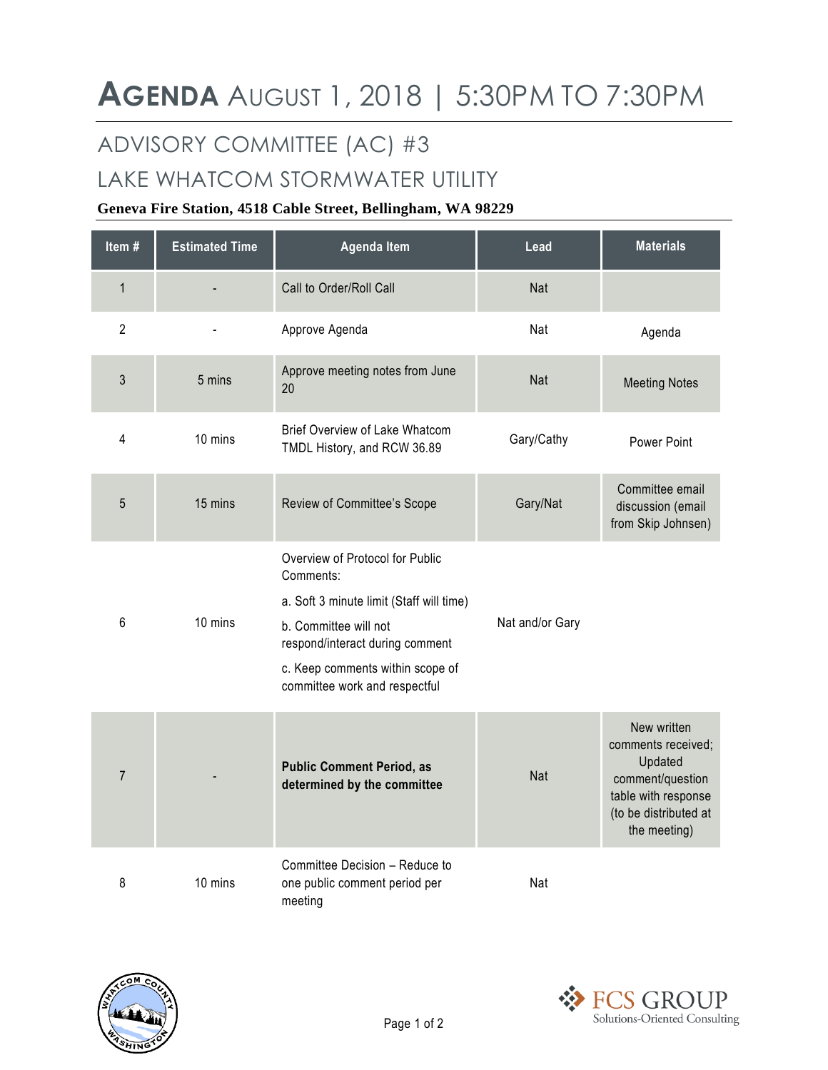# AGENDA AUGUST 1, 2018 | 5:30PM TO 7:30PM

## ADVISORY COMMITTEE (AC) #3

## LAKE WHATCOM STORMWATER UTILITY

**Geneva Fire Station, 4518 Cable Street, Bellingham, WA 98229**

| Item # | Estimated Time | Agenda Item | Lead | Materials |
|---|---|---|---|---|
| 1 | - | Call to Order/Roll Call | Nat | |
| 2 | - | Approve Agenda | Nat | Agenda |
| 3 | 5 mins | Approve meeting notes from June 20 | Nat | Meeting Notes |
| 4 | 10 mins | Brief Overview of Lake Whatcom TMDL History, and RCW 36.89 | Gary/Cathy | Power Point |
| 5 | 15 mins | Review of Committee's Scope | Gary/Nat | Committee email discussion (email from Skip Johnsen) |
| 6 | 10 mins | Overview of Protocol for Public Comments:<br>a. Soft 3 minute limit (Staff will time)<br>b. Committee will not respond/interact during comment<br>c. Keep comments within scope of committee work and respectful | Nat and/or Gary | |
| 7 | - | **Public Comment Period, as determined by the committee** | Nat | New written comments received; Updated comment/question table with response (to be distributed at the meeting) |
| 8 | 10 mins | Committee Decision – Reduce to one public comment period per meeting | Nat | |

FCS GROUP
Solutions-Oriented Consulting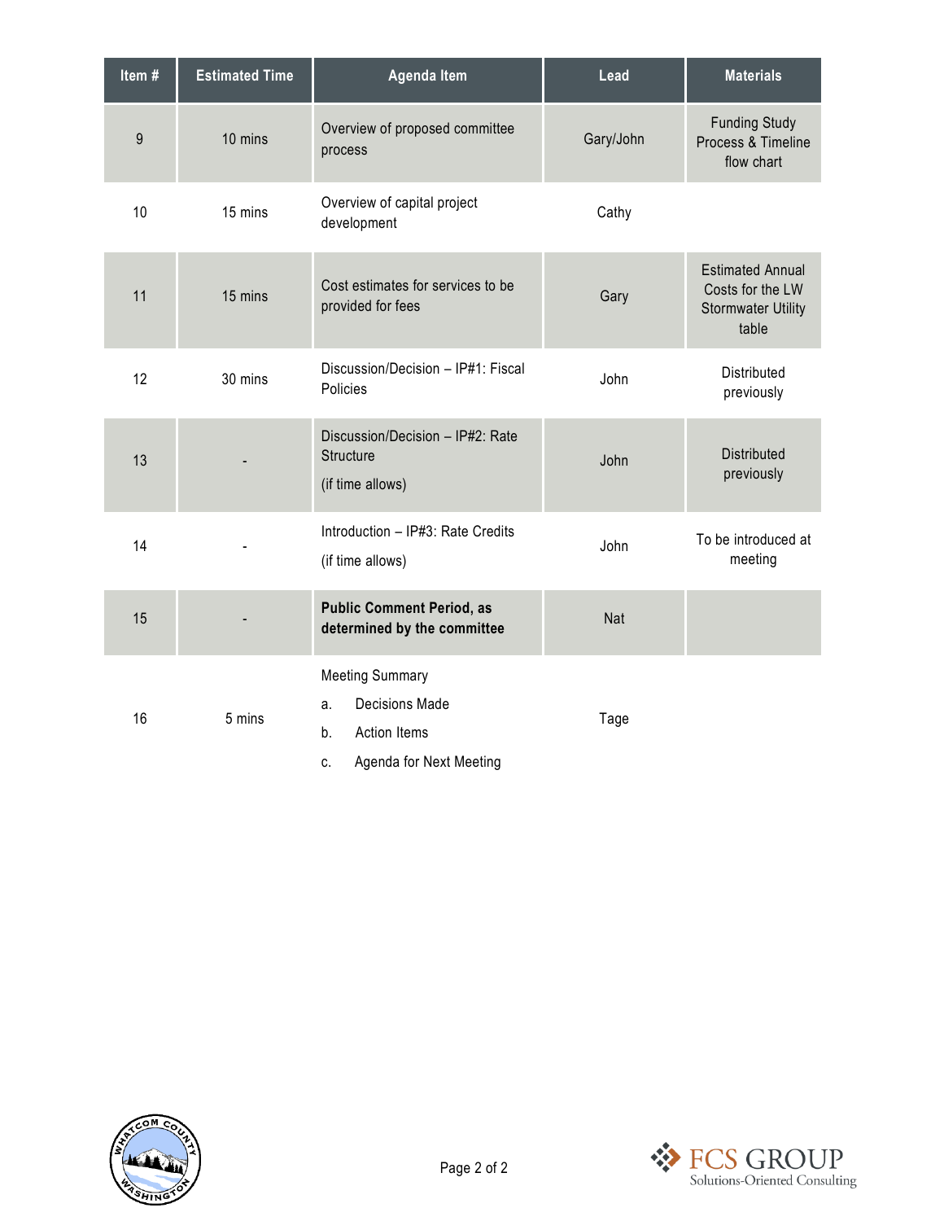| Item # | Estimated Time | Agenda Item | Lead | Materials |
|---|---|---|---|---|
| 9 | 10 mins | Overview of proposed committee process | Gary/John | Funding Study Process & Timeline flow chart |
| 10 | 15 mins | Overview of capital project development | Cathy | |
| 11 | 15 mins | Cost estimates for services to be provided for fees | Gary | Estimated Annual Costs for the LW Stormwater Utility table |
| 12 | 30 mins | Discussion/Decision – IP#1: Fiscal Policies | John | Distributed previously |
| 13 | - | Discussion/Decision – IP#2: Rate Structure (if time allows) | John | Distributed previously |
| 14 | - | Introduction – IP#3: Rate Credits (if time allows) | John | To be introduced at meeting |
| 15 | - | **Public Comment Period, as determined by the committee** | Nat | |
| 16 | 5 mins | Meeting Summary<br>a. Decisions Made<br>b. Action Items<br>c. Agenda for Next Meeting | Tage | |